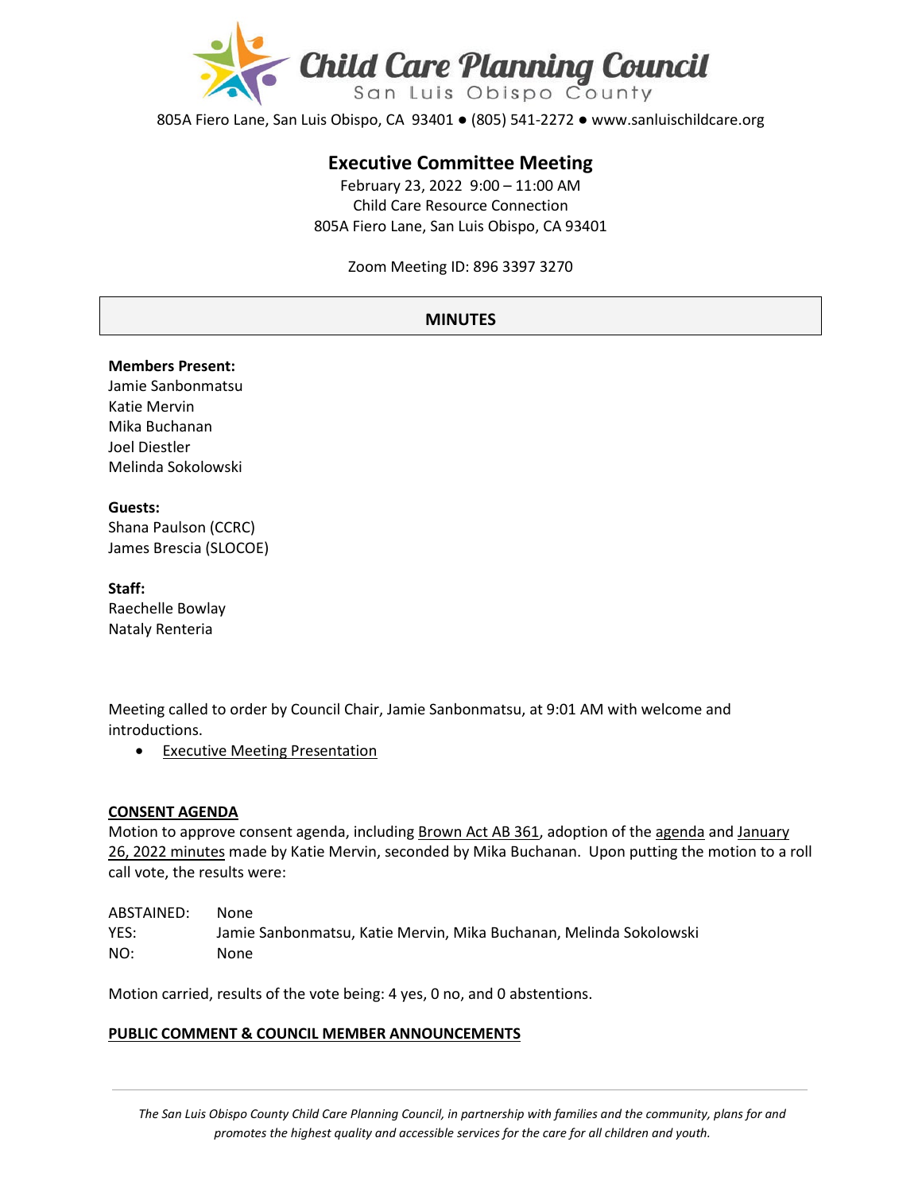# Child Care Planning Council

San Luis Obispo County

805A Fiero Lane, San Luis Obispo, CA 93401 ● (805) 541-2272 ● www.sanluischildcare.org

## Executive Committee Meeting

February 23, 2022 9:00 – 11:00 AM
Child Care Resource Connection
805A Fiero Lane, San Luis Obispo, CA 93401

Zoom Meeting ID: 896 3397 3270

## MINUTES

**Members Present:**
Jamie Sanbonmatsu
Katie Mervin
Mika Buchanan
Joel Diestler
Melinda Sokolowski

**Guests:**
Shana Paulson (CCRC)
James Brescia (SLOCOE)

**Staff:**
Raechelle Bowlay
Nataly Renteria

Meeting called to order by Council Chair, Jamie Sanbonmatsu, at 9:01 AM with welcome and introductions.

- Executive Meeting Presentation

### CONSENT AGENDA

Motion to approve consent agenda, including Brown Act AB 361, adoption of the agenda and January 26, 2022 minutes made by Katie Mervin, seconded by Mika Buchanan. Upon putting the motion to a roll call vote, the results were:

ABSTAINED: None
YES: Jamie Sanbonmatsu, Katie Mervin, Mika Buchanan, Melinda Sokolowski
NO: None

Motion carried, results of the vote being: 4 yes, 0 no, and 0 abstentions.

### PUBLIC COMMENT & COUNCIL MEMBER ANNOUNCEMENTS

*The San Luis Obispo County Child Care Planning Council, in partnership with families and the community, plans for and promotes the highest quality and accessible services for the care for all children and youth.*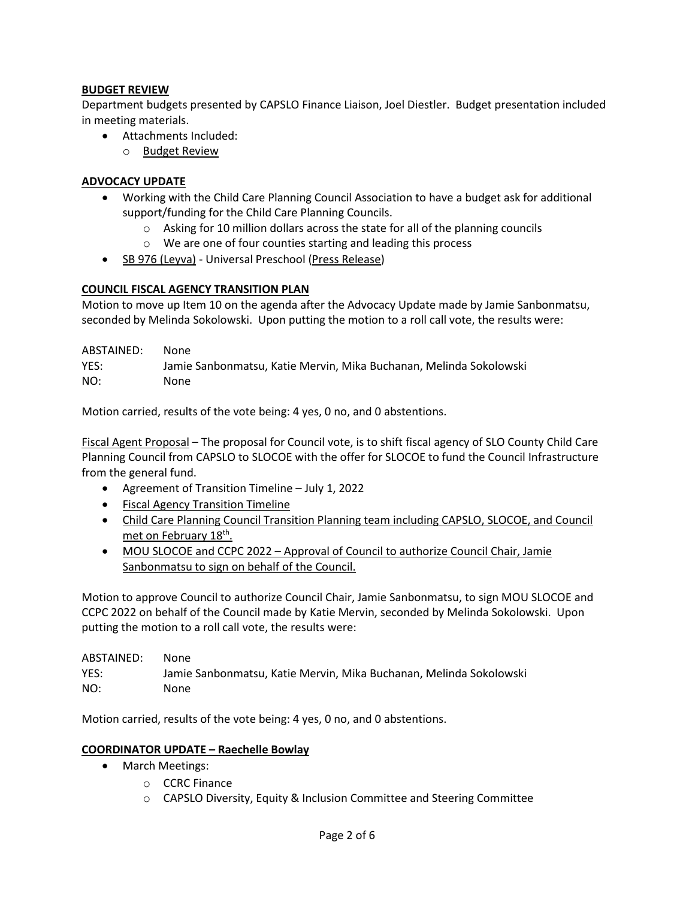**BUDGET REVIEW**

Department budgets presented by CAPSLO Finance Liaison, Joel Diestler. Budget presentation included in meeting materials.

- Attachments Included:
  - Budget Review

**ADVOCACY UPDATE**

- Working with the Child Care Planning Council Association to have a budget ask for additional support/funding for the Child Care Planning Councils.
  - Asking for 10 million dollars across the state for all of the planning councils
  - We are one of four counties starting and leading this process
- SB 976 (Leyva) - Universal Preschool (Press Release)

**COUNCIL FISCAL AGENCY TRANSITION PLAN**

Motion to move up Item 10 on the agenda after the Advocacy Update made by Jamie Sanbonmatsu, seconded by Melinda Sokolowski. Upon putting the motion to a roll call vote, the results were:

ABSTAINED: None
YES: Jamie Sanbonmatsu, Katie Mervin, Mika Buchanan, Melinda Sokolowski
NO: None

Motion carried, results of the vote being: 4 yes, 0 no, and 0 abstentions.

Fiscal Agent Proposal – The proposal for Council vote, is to shift fiscal agency of SLO County Child Care Planning Council from CAPSLO to SLOCOE with the offer for SLOCOE to fund the Council Infrastructure from the general fund.

- Agreement of Transition Timeline – July 1, 2022
- Fiscal Agency Transition Timeline
- Child Care Planning Council Transition Planning team including CAPSLO, SLOCOE, and Council met on February 18th.
- MOU SLOCOE and CCPC 2022 – Approval of Council to authorize Council Chair, Jamie Sanbonmatsu to sign on behalf of the Council.

Motion to approve Council to authorize Council Chair, Jamie Sanbonmatsu, to sign MOU SLOCOE and CCPC 2022 on behalf of the Council made by Katie Mervin, seconded by Melinda Sokolowski. Upon putting the motion to a roll call vote, the results were:

ABSTAINED: None
YES: Jamie Sanbonmatsu, Katie Mervin, Mika Buchanan, Melinda Sokolowski
NO: None

Motion carried, results of the vote being: 4 yes, 0 no, and 0 abstentions.

**COORDINATOR UPDATE – Raechelle Bowlay**

- March Meetings:
  - CCRC Finance
  - CAPSLO Diversity, Equity & Inclusion Committee and Steering Committee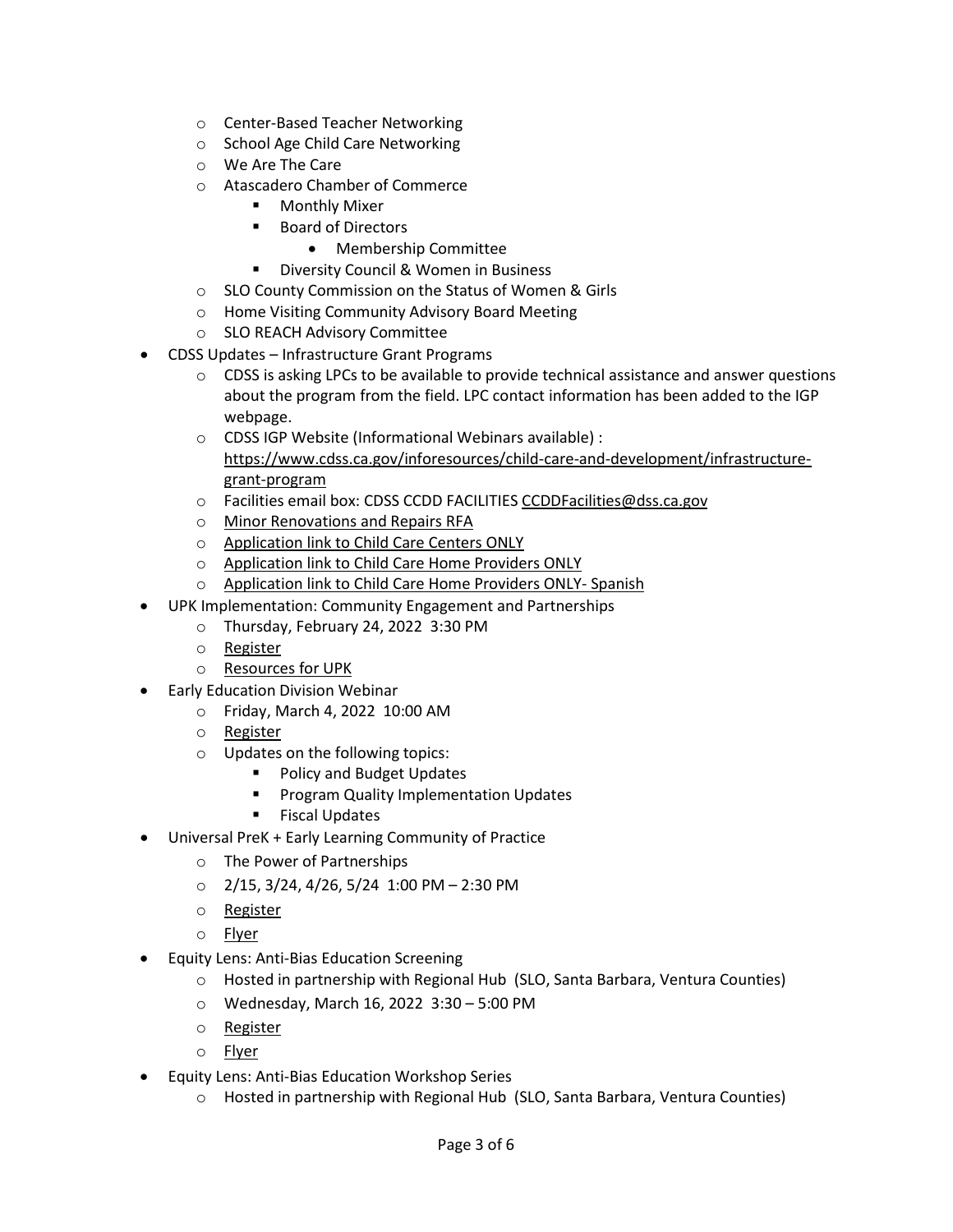- Center-Based Teacher Networking
    - School Age Child Care Networking
    - We Are The Care
    - Atascadero Chamber of Commerce
        - Monthly Mixer
        - Board of Directors
            - Membership Committee
        - Diversity Council & Women in Business
    - SLO County Commission on the Status of Women & Girls
    - Home Visiting Community Advisory Board Meeting
    - SLO REACH Advisory Committee
- CDSS Updates – Infrastructure Grant Programs
    - CDSS is asking LPCs to be available to provide technical assistance and answer questions about the program from the field. LPC contact information has been added to the IGP webpage.
    - CDSS IGP Website (Informational Webinars available) : https://www.cdss.ca.gov/inforesources/child-care-and-development/infrastructure-grant-program
    - Facilities email box: CDSS CCDD FACILITIES CCDDFacilities@dss.ca.gov
    - Minor Renovations and Repairs RFA
    - Application link to Child Care Centers ONLY
    - Application link to Child Care Home Providers ONLY
    - Application link to Child Care Home Providers ONLY- Spanish
- UPK Implementation: Community Engagement and Partnerships
    - Thursday, February 24, 2022 3:30 PM
    - Register
    - Resources for UPK
- Early Education Division Webinar
    - Friday, March 4, 2022 10:00 AM
    - Register
    - Updates on the following topics:
        - Policy and Budget Updates
        - Program Quality Implementation Updates
        - Fiscal Updates
- Universal PreK + Early Learning Community of Practice
    - The Power of Partnerships
    - 2/15, 3/24, 4/26, 5/24 1:00 PM – 2:30 PM
    - Register
    - Flyer
- Equity Lens: Anti-Bias Education Screening
    - Hosted in partnership with Regional Hub (SLO, Santa Barbara, Ventura Counties)
    - Wednesday, March 16, 2022 3:30 – 5:00 PM
    - Register
    - Flyer
- Equity Lens: Anti-Bias Education Workshop Series
    - Hosted in partnership with Regional Hub (SLO, Santa Barbara, Ventura Counties)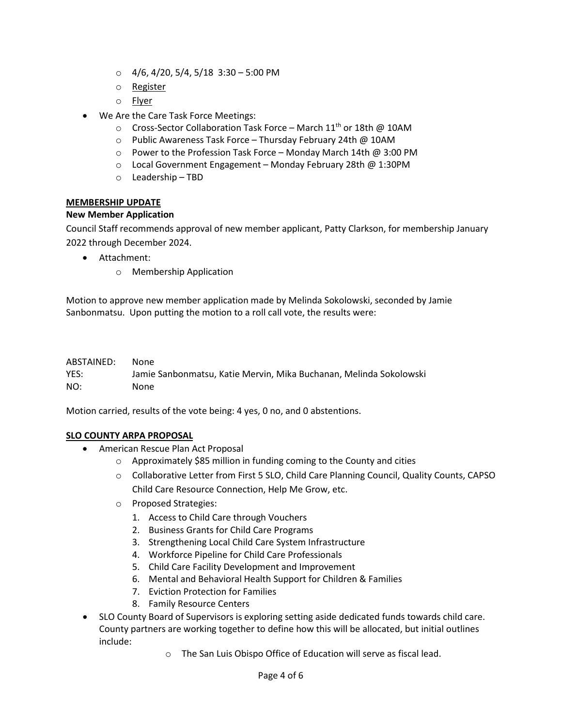- 4/6, 4/20, 5/4, 5/18 3:30 – 5:00 PM
- Register
- Flyer

- We Are the Care Task Force Meetings:
  - Cross-Sector Collaboration Task Force – March 11th or 18th @ 10AM
  - Public Awareness Task Force – Thursday February 24th @ 10AM
  - Power to the Profession Task Force – Monday March 14th @ 3:00 PM
  - Local Government Engagement – Monday February 28th @ 1:30PM
  - Leadership – TBD

**MEMBERSHIP UPDATE**

**New Member Application**

Council Staff recommends approval of new member applicant, Patty Clarkson, for membership January 2022 through December 2024.

- Attachment:
  - Membership Application

Motion to approve new member application made by Melinda Sokolowski, seconded by Jamie Sanbonmatsu. Upon putting the motion to a roll call vote, the results were:

ABSTAINED: None
YES: Jamie Sanbonmatsu, Katie Mervin, Mika Buchanan, Melinda Sokolowski
NO: None

Motion carried, results of the vote being: 4 yes, 0 no, and 0 abstentions.

**SLO COUNTY ARPA PROPOSAL**

- American Rescue Plan Act Proposal
  - Approximately $85 million in funding coming to the County and cities
  - Collaborative Letter from First 5 SLO, Child Care Planning Council, Quality Counts, CAPSO Child Care Resource Connection, Help Me Grow, etc.
  - Proposed Strategies:
    1. Access to Child Care through Vouchers
    2. Business Grants for Child Care Programs
    3. Strengthening Local Child Care System Infrastructure
    4. Workforce Pipeline for Child Care Professionals
    5. Child Care Facility Development and Improvement
    6. Mental and Behavioral Health Support for Children & Families
    7. Eviction Protection for Families
    8. Family Resource Centers
- SLO County Board of Supervisors is exploring setting aside dedicated funds towards child care. County partners are working together to define how this will be allocated, but initial outlines include:
  - The San Luis Obispo Office of Education will serve as fiscal lead.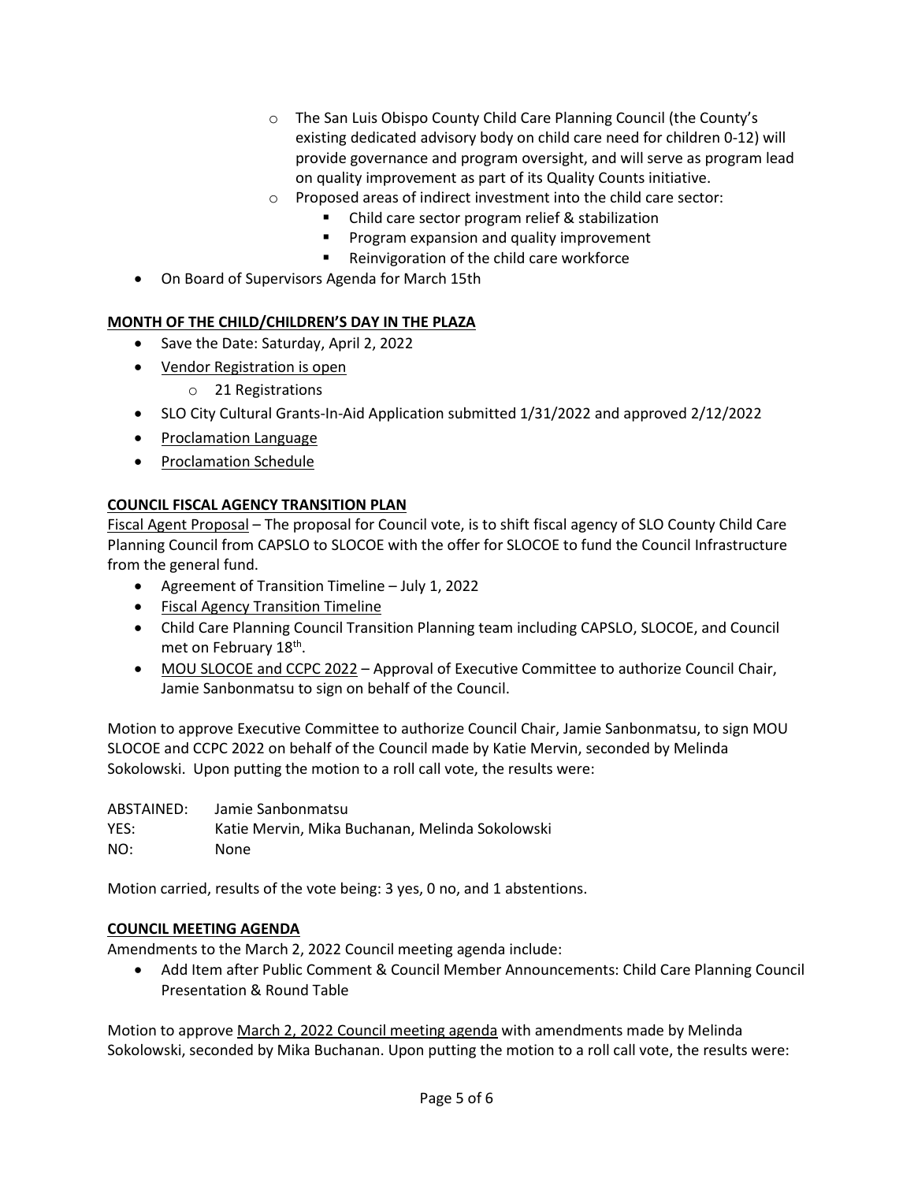- The San Luis Obispo County Child Care Planning Council (the County's existing dedicated advisory body on child care need for children 0-12) will provide governance and program oversight, and will serve as program lead on quality improvement as part of its Quality Counts initiative.
    - Proposed areas of indirect investment into the child care sector:
        - Child care sector program relief & stabilization
        - Program expansion and quality improvement
        - Reinvigoration of the child care workforce
- On Board of Supervisors Agenda for March 15th

**MONTH OF THE CHILD/CHILDREN'S DAY IN THE PLAZA**

- Save the Date: Saturday, April 2, 2022
- Vendor Registration is open
    - 21 Registrations
- SLO City Cultural Grants-In-Aid Application submitted 1/31/2022 and approved 2/12/2022
- Proclamation Language
- Proclamation Schedule

**COUNCIL FISCAL AGENCY TRANSITION PLAN**

Fiscal Agent Proposal – The proposal for Council vote, is to shift fiscal agency of SLO County Child Care Planning Council from CAPSLO to SLOCOE with the offer for SLOCOE to fund the Council Infrastructure from the general fund.

- Agreement of Transition Timeline – July 1, 2022
- Fiscal Agency Transition Timeline
- Child Care Planning Council Transition Planning team including CAPSLO, SLOCOE, and Council met on February 18th.
- MOU SLOCOE and CCPC 2022 – Approval of Executive Committee to authorize Council Chair, Jamie Sanbonmatsu to sign on behalf of the Council.

Motion to approve Executive Committee to authorize Council Chair, Jamie Sanbonmatsu, to sign MOU SLOCOE and CCPC 2022 on behalf of the Council made by Katie Mervin, seconded by Melinda Sokolowski. Upon putting the motion to a roll call vote, the results were:

ABSTAINED: Jamie Sanbonmatsu
YES: Katie Mervin, Mika Buchanan, Melinda Sokolowski
NO: None

Motion carried, results of the vote being: 3 yes, 0 no, and 1 abstentions.

**COUNCIL MEETING AGENDA**

Amendments to the March 2, 2022 Council meeting agenda include:

- Add Item after Public Comment & Council Member Announcements: Child Care Planning Council Presentation & Round Table

Motion to approve March 2, 2022 Council meeting agenda with amendments made by Melinda Sokolowski, seconded by Mika Buchanan. Upon putting the motion to a roll call vote, the results were: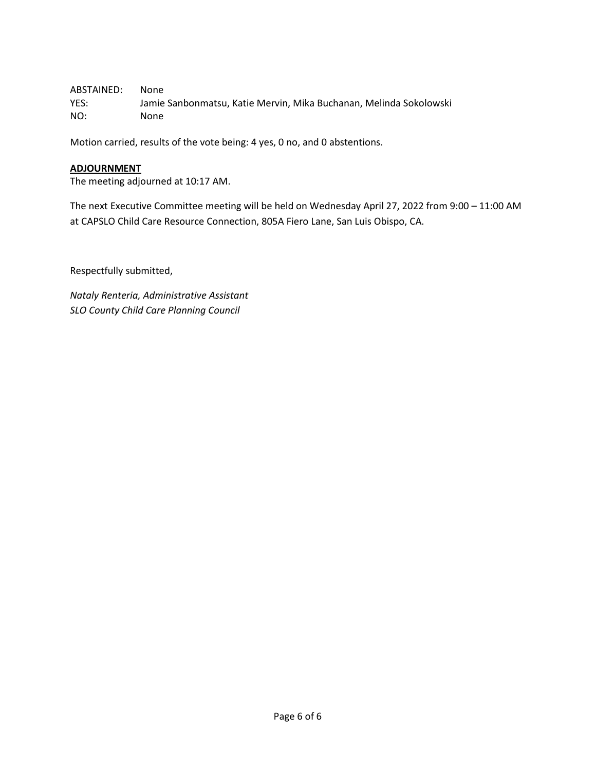ABSTAINED: None
YES: Jamie Sanbonmatsu, Katie Mervin, Mika Buchanan, Melinda Sokolowski
NO: None

Motion carried, results of the vote being: 4 yes, 0 no, and 0 abstentions.

**ADJOURNMENT**

The meeting adjourned at 10:17 AM.

The next Executive Committee meeting will be held on Wednesday April 27, 2022 from 9:00 – 11:00 AM at CAPSLO Child Care Resource Connection, 805A Fiero Lane, San Luis Obispo, CA.

Respectfully submitted,

*Nataly Renteria, Administrative Assistant*
*SLO County Child Care Planning Council*